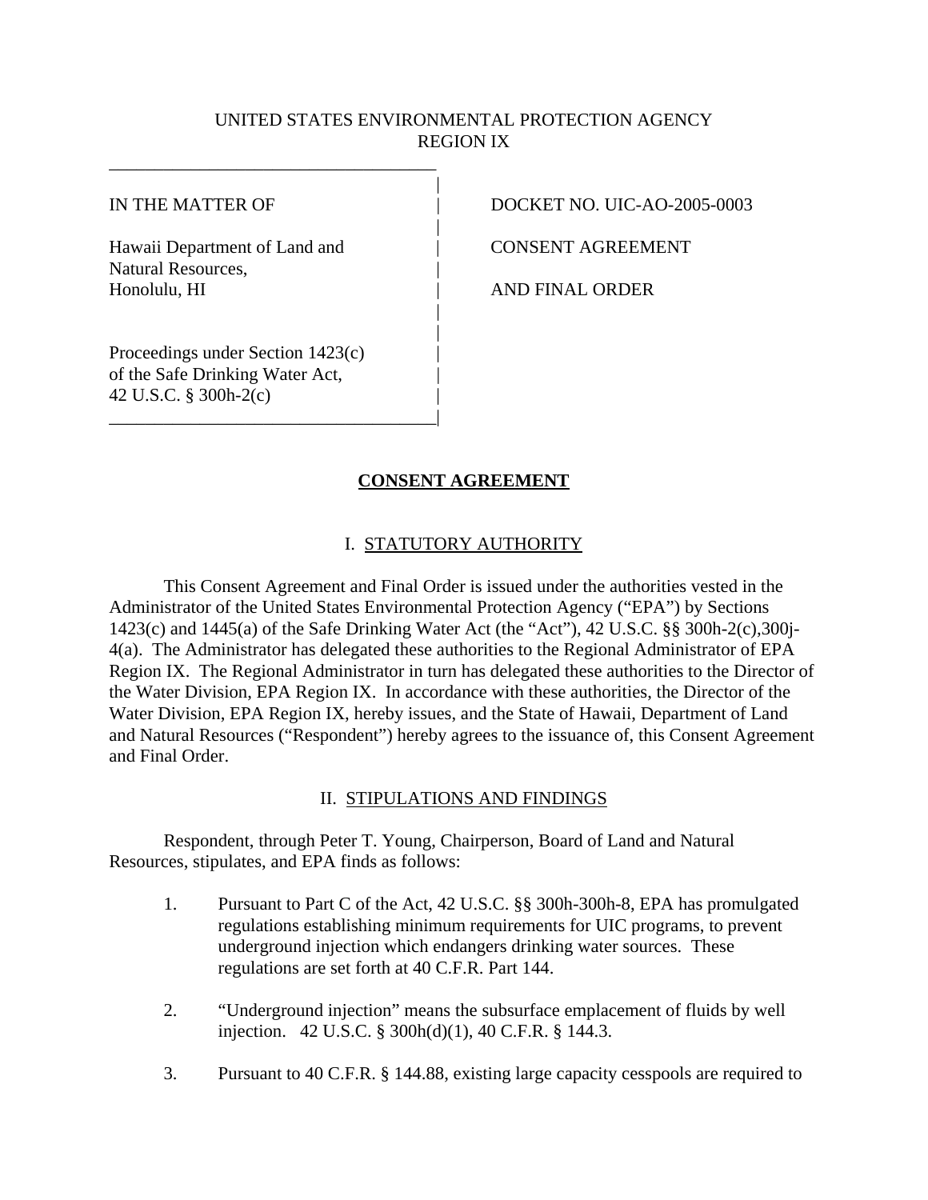UNITED STATES ENVIRONMENTAL PROTECTION AGENCY
REGION IX

| | |
|---|---|
| IN THE MATTER OF | DOCKET NO. UIC-AO-2005-0003 |
| Hawaii Department of Land and Natural Resources, Honolulu, HI | CONSENT AGREEMENT AND FINAL ORDER |
| Proceedings under Section 1423(c) of the Safe Drinking Water Act, 42 U.S.C. § 300h-2(c) | |

## CONSENT AGREEMENT

### I. STATUTORY AUTHORITY

This Consent Agreement and Final Order is issued under the authorities vested in the Administrator of the United States Environmental Protection Agency ("EPA") by Sections 1423(c) and 1445(a) of the Safe Drinking Water Act (the "Act"), 42 U.S.C. §§ 300h-2(c),300j-4(a). The Administrator has delegated these authorities to the Regional Administrator of EPA Region IX. The Regional Administrator in turn has delegated these authorities to the Director of the Water Division, EPA Region IX. In accordance with these authorities, the Director of the Water Division, EPA Region IX, hereby issues, and the State of Hawaii, Department of Land and Natural Resources ("Respondent") hereby agrees to the issuance of, this Consent Agreement and Final Order.

### II. STIPULATIONS AND FINDINGS

Respondent, through Peter T. Young, Chairperson, Board of Land and Natural Resources, stipulates, and EPA finds as follows:

1. Pursuant to Part C of the Act, 42 U.S.C. §§ 300h-300h-8, EPA has promulgated regulations establishing minimum requirements for UIC programs, to prevent underground injection which endangers drinking water sources. These regulations are set forth at 40 C.F.R. Part 144.

2. "Underground injection" means the subsurface emplacement of fluids by well injection. 42 U.S.C. § 300h(d)(1), 40 C.F.R. § 144.3.

3. Pursuant to 40 C.F.R. § 144.88, existing large capacity cesspools are required to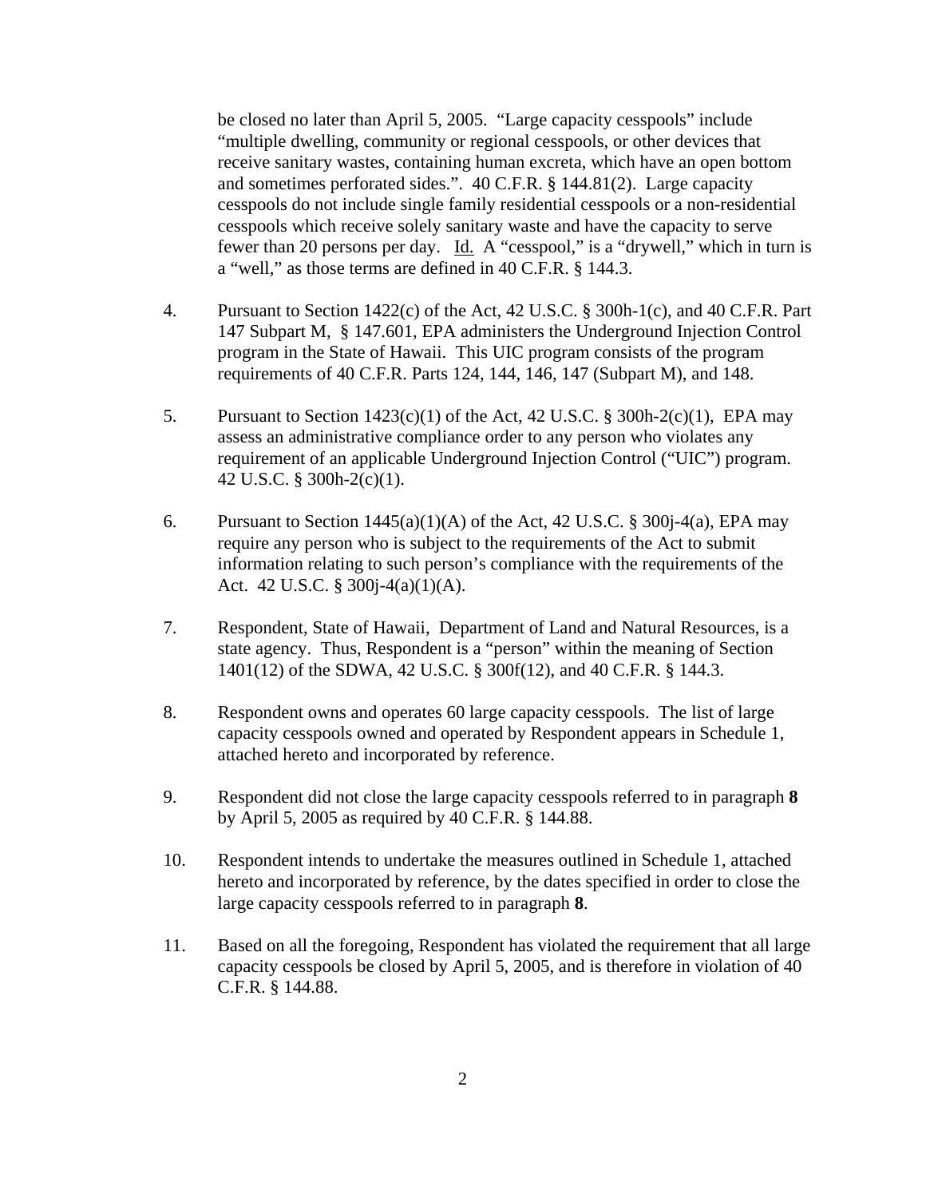be closed no later than April 5, 2005. "Large capacity cesspools" include "multiple dwelling, community or regional cesspools, or other devices that receive sanitary wastes, containing human excreta, which have an open bottom and sometimes perforated sides.". 40 C.F.R. § 144.81(2). Large capacity cesspools do not include single family residential cesspools or a non-residential cesspools which receive solely sanitary waste and have the capacity to serve fewer than 20 persons per day. Id. A "cesspool," is a "drywell," which in turn is a "well," as those terms are defined in 40 C.F.R. § 144.3.

4. Pursuant to Section 1422(c) of the Act, 42 U.S.C. § 300h-1(c), and 40 C.F.R. Part 147 Subpart M, § 147.601, EPA administers the Underground Injection Control program in the State of Hawaii. This UIC program consists of the program requirements of 40 C.F.R. Parts 124, 144, 146, 147 (Subpart M), and 148.

5. Pursuant to Section 1423(c)(1) of the Act, 42 U.S.C. § 300h-2(c)(1), EPA may assess an administrative compliance order to any person who violates any requirement of an applicable Underground Injection Control ("UIC") program. 42 U.S.C. § 300h-2(c)(1).

6. Pursuant to Section 1445(a)(1)(A) of the Act, 42 U.S.C. § 300j-4(a), EPA may require any person who is subject to the requirements of the Act to submit information relating to such person's compliance with the requirements of the Act. 42 U.S.C. § 300j-4(a)(1)(A).

7. Respondent, State of Hawaii, Department of Land and Natural Resources, is a state agency. Thus, Respondent is a "person" within the meaning of Section 1401(12) of the SDWA, 42 U.S.C. § 300f(12), and 40 C.F.R. § 144.3.

8. Respondent owns and operates 60 large capacity cesspools. The list of large capacity cesspools owned and operated by Respondent appears in Schedule 1, attached hereto and incorporated by reference.

9. Respondent did not close the large capacity cesspools referred to in paragraph **8** by April 5, 2005 as required by 40 C.F.R. § 144.88.

10. Respondent intends to undertake the measures outlined in Schedule 1, attached hereto and incorporated by reference, by the dates specified in order to close the large capacity cesspools referred to in paragraph **8**.

11. Based on all the foregoing, Respondent has violated the requirement that all large capacity cesspools be closed by April 5, 2005, and is therefore in violation of 40 C.F.R. § 144.88.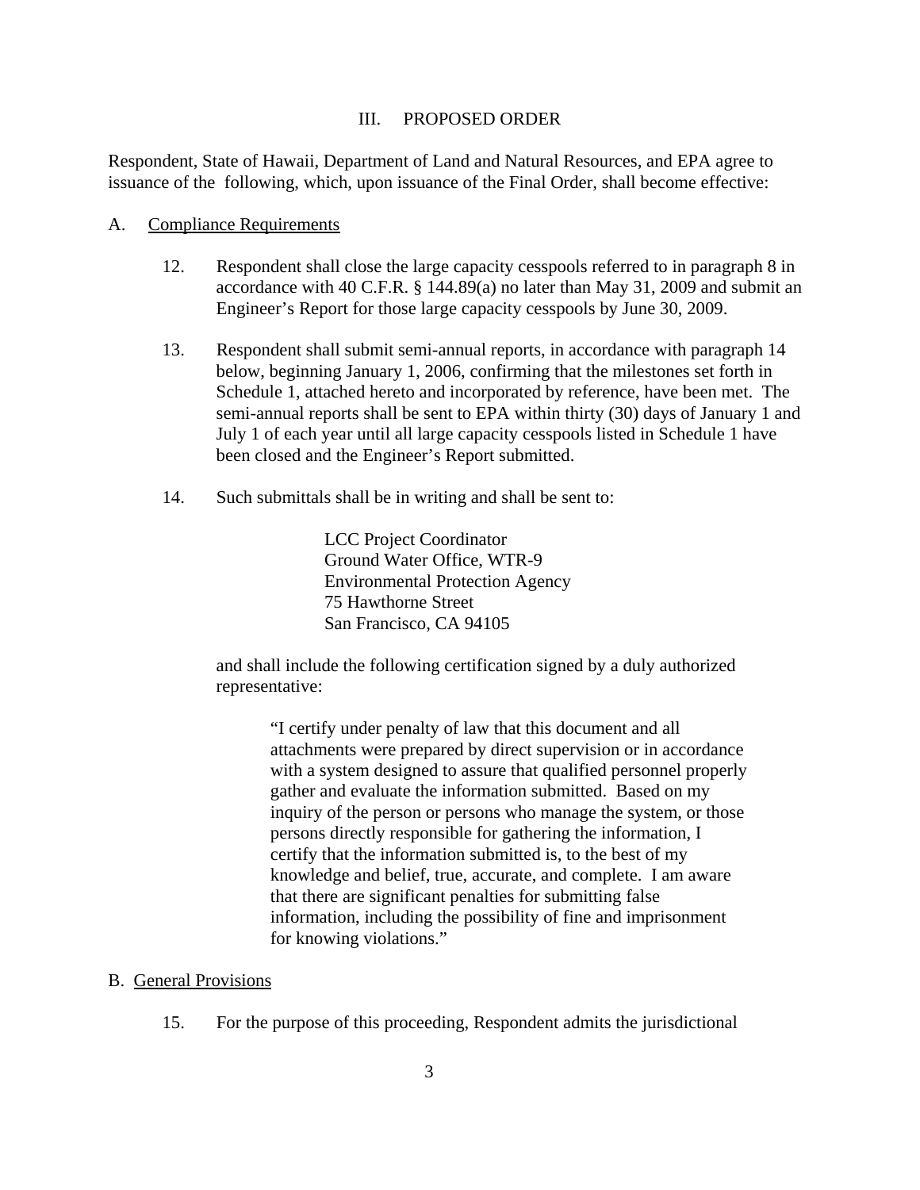## III. PROPOSED ORDER

Respondent, State of Hawaii, Department of Land and Natural Resources, and EPA agree to issuance of the following, which, upon issuance of the Final Order, shall become effective:

A. Compliance Requirements

12. Respondent shall close the large capacity cesspools referred to in paragraph 8 in accordance with 40 C.F.R. § 144.89(a) no later than May 31, 2009 and submit an Engineer's Report for those large capacity cesspools by June 30, 2009.

13. Respondent shall submit semi-annual reports, in accordance with paragraph 14 below, beginning January 1, 2006, confirming that the milestones set forth in Schedule 1, attached hereto and incorporated by reference, have been met. The semi-annual reports shall be sent to EPA within thirty (30) days of January 1 and July 1 of each year until all large capacity cesspools listed in Schedule 1 have been closed and the Engineer's Report submitted.

14. Such submittals shall be in writing and shall be sent to:

    LCC Project Coordinator
    Ground Water Office, WTR-9
    Environmental Protection Agency
    75 Hawthorne Street
    San Francisco, CA 94105

    and shall include the following certification signed by a duly authorized representative:

    > "I certify under penalty of law that this document and all attachments were prepared by direct supervision or in accordance with a system designed to assure that qualified personnel properly gather and evaluate the information submitted. Based on my inquiry of the person or persons who manage the system, or those persons directly responsible for gathering the information, I certify that the information submitted is, to the best of my knowledge and belief, true, accurate, and complete. I am aware that there are significant penalties for submitting false information, including the possibility of fine and imprisonment for knowing violations."

B. General Provisions

15. For the purpose of this proceeding, Respondent admits the jurisdictional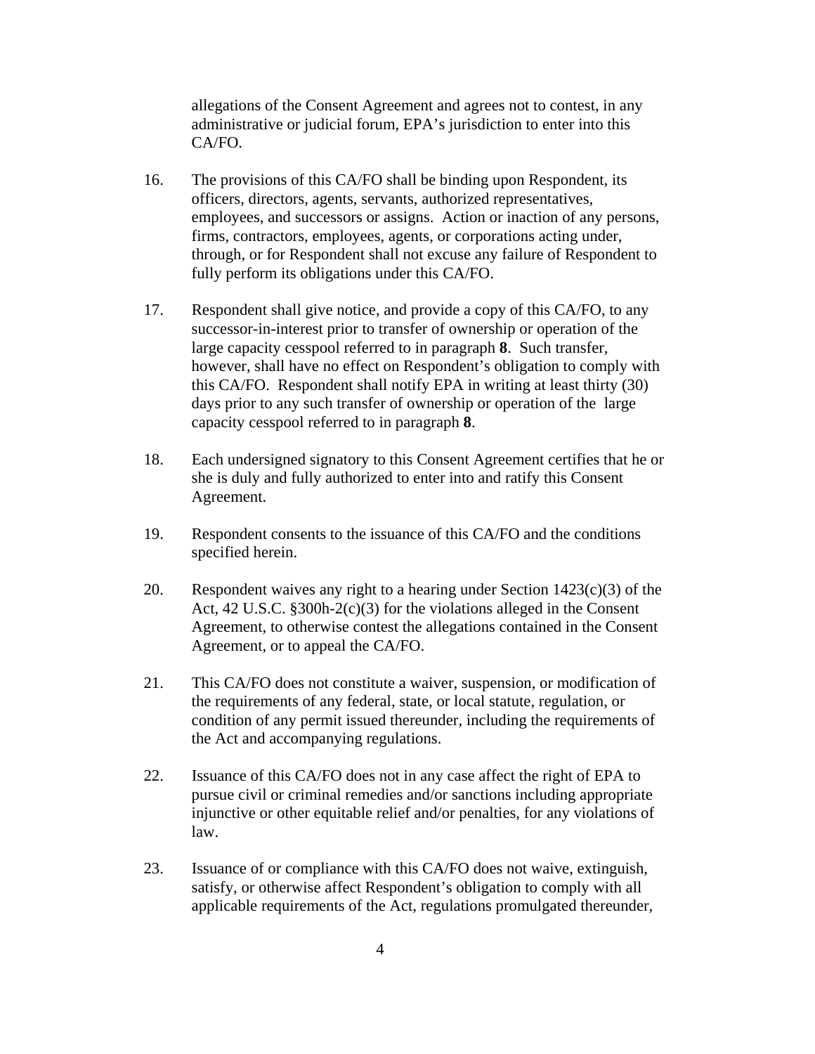allegations of the Consent Agreement and agrees not to contest, in any administrative or judicial forum, EPA's jurisdiction to enter into this CA/FO.

16. The provisions of this CA/FO shall be binding upon Respondent, its officers, directors, agents, servants, authorized representatives, employees, and successors or assigns. Action or inaction of any persons, firms, contractors, employees, agents, or corporations acting under, through, or for Respondent shall not excuse any failure of Respondent to fully perform its obligations under this CA/FO.

17. Respondent shall give notice, and provide a copy of this CA/FO, to any successor-in-interest prior to transfer of ownership or operation of the large capacity cesspool referred to in paragraph **8**. Such transfer, however, shall have no effect on Respondent's obligation to comply with this CA/FO. Respondent shall notify EPA in writing at least thirty (30) days prior to any such transfer of ownership or operation of the large capacity cesspool referred to in paragraph **8**.

18. Each undersigned signatory to this Consent Agreement certifies that he or she is duly and fully authorized to enter into and ratify this Consent Agreement.

19. Respondent consents to the issuance of this CA/FO and the conditions specified herein.

20. Respondent waives any right to a hearing under Section 1423(c)(3) of the Act, 42 U.S.C. §300h-2(c)(3) for the violations alleged in the Consent Agreement, to otherwise contest the allegations contained in the Consent Agreement, or to appeal the CA/FO.

21. This CA/FO does not constitute a waiver, suspension, or modification of the requirements of any federal, state, or local statute, regulation, or condition of any permit issued thereunder, including the requirements of the Act and accompanying regulations.

22. Issuance of this CA/FO does not in any case affect the right of EPA to pursue civil or criminal remedies and/or sanctions including appropriate injunctive or other equitable relief and/or penalties, for any violations of law.

23. Issuance of or compliance with this CA/FO does not waive, extinguish, satisfy, or otherwise affect Respondent's obligation to comply with all applicable requirements of the Act, regulations promulgated thereunder,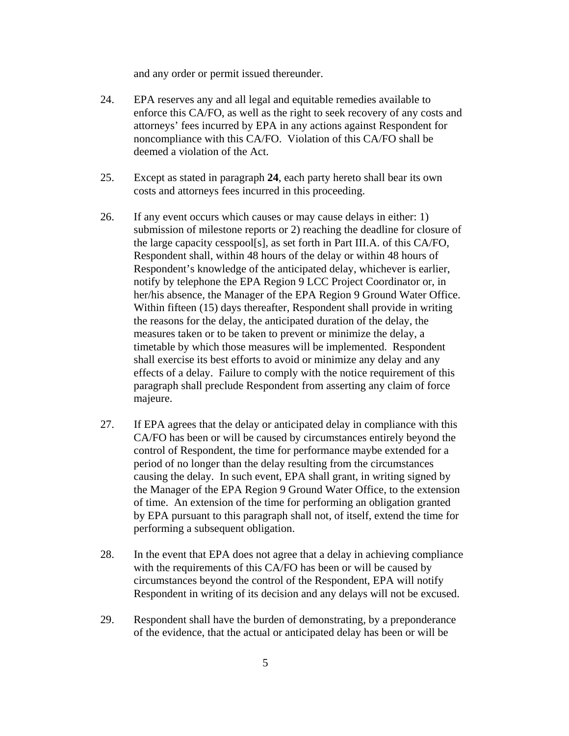and any order or permit issued thereunder.

24. EPA reserves any and all legal and equitable remedies available to enforce this CA/FO, as well as the right to seek recovery of any costs and attorneys' fees incurred by EPA in any actions against Respondent for noncompliance with this CA/FO. Violation of this CA/FO shall be deemed a violation of the Act.

25. Except as stated in paragraph **24**, each party hereto shall bear its own costs and attorneys fees incurred in this proceeding.

26. If any event occurs which causes or may cause delays in either: 1) submission of milestone reports or 2) reaching the deadline for closure of the large capacity cesspool[s], as set forth in Part III.A. of this CA/FO, Respondent shall, within 48 hours of the delay or within 48 hours of Respondent's knowledge of the anticipated delay, whichever is earlier, notify by telephone the EPA Region 9 LCC Project Coordinator or, in her/his absence, the Manager of the EPA Region 9 Ground Water Office. Within fifteen (15) days thereafter, Respondent shall provide in writing the reasons for the delay, the anticipated duration of the delay, the measures taken or to be taken to prevent or minimize the delay, a timetable by which those measures will be implemented. Respondent shall exercise its best efforts to avoid or minimize any delay and any effects of a delay. Failure to comply with the notice requirement of this paragraph shall preclude Respondent from asserting any claim of force majeure.

27. If EPA agrees that the delay or anticipated delay in compliance with this CA/FO has been or will be caused by circumstances entirely beyond the control of Respondent, the time for performance maybe extended for a period of no longer than the delay resulting from the circumstances causing the delay. In such event, EPA shall grant, in writing signed by the Manager of the EPA Region 9 Ground Water Office, to the extension of time. An extension of the time for performing an obligation granted by EPA pursuant to this paragraph shall not, of itself, extend the time for performing a subsequent obligation.

28. In the event that EPA does not agree that a delay in achieving compliance with the requirements of this CA/FO has been or will be caused by circumstances beyond the control of the Respondent, EPA will notify Respondent in writing of its decision and any delays will not be excused.

29. Respondent shall have the burden of demonstrating, by a preponderance of the evidence, that the actual or anticipated delay has been or will be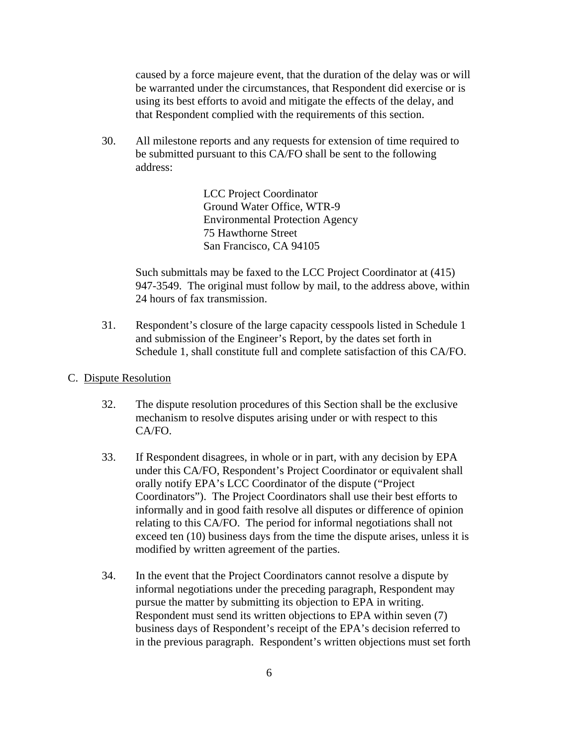caused by a force majeure event, that the duration of the delay was or will be warranted under the circumstances, that Respondent did exercise or is using its best efforts to avoid and mitigate the effects of the delay, and that Respondent complied with the requirements of this section.

30. All milestone reports and any requests for extension of time required to be submitted pursuant to this CA/FO shall be sent to the following address:

    LCC Project Coordinator
    Ground Water Office, WTR-9
    Environmental Protection Agency
    75 Hawthorne Street
    San Francisco, CA 94105

    Such submittals may be faxed to the LCC Project Coordinator at (415) 947-3549. The original must follow by mail, to the address above, within 24 hours of fax transmission.

31. Respondent's closure of the large capacity cesspools listed in Schedule 1 and submission of the Engineer's Report, by the dates set forth in Schedule 1, shall constitute full and complete satisfaction of this CA/FO.

C. Dispute Resolution

32. The dispute resolution procedures of this Section shall be the exclusive mechanism to resolve disputes arising under or with respect to this CA/FO.

33. If Respondent disagrees, in whole or in part, with any decision by EPA under this CA/FO, Respondent's Project Coordinator or equivalent shall orally notify EPA's LCC Coordinator of the dispute ("Project Coordinators"). The Project Coordinators shall use their best efforts to informally and in good faith resolve all disputes or difference of opinion relating to this CA/FO. The period for informal negotiations shall not exceed ten (10) business days from the time the dispute arises, unless it is modified by written agreement of the parties.

34. In the event that the Project Coordinators cannot resolve a dispute by informal negotiations under the preceding paragraph, Respondent may pursue the matter by submitting its objection to EPA in writing. Respondent must send its written objections to EPA within seven (7) business days of Respondent's receipt of the EPA's decision referred to in the previous paragraph. Respondent's written objections must set forth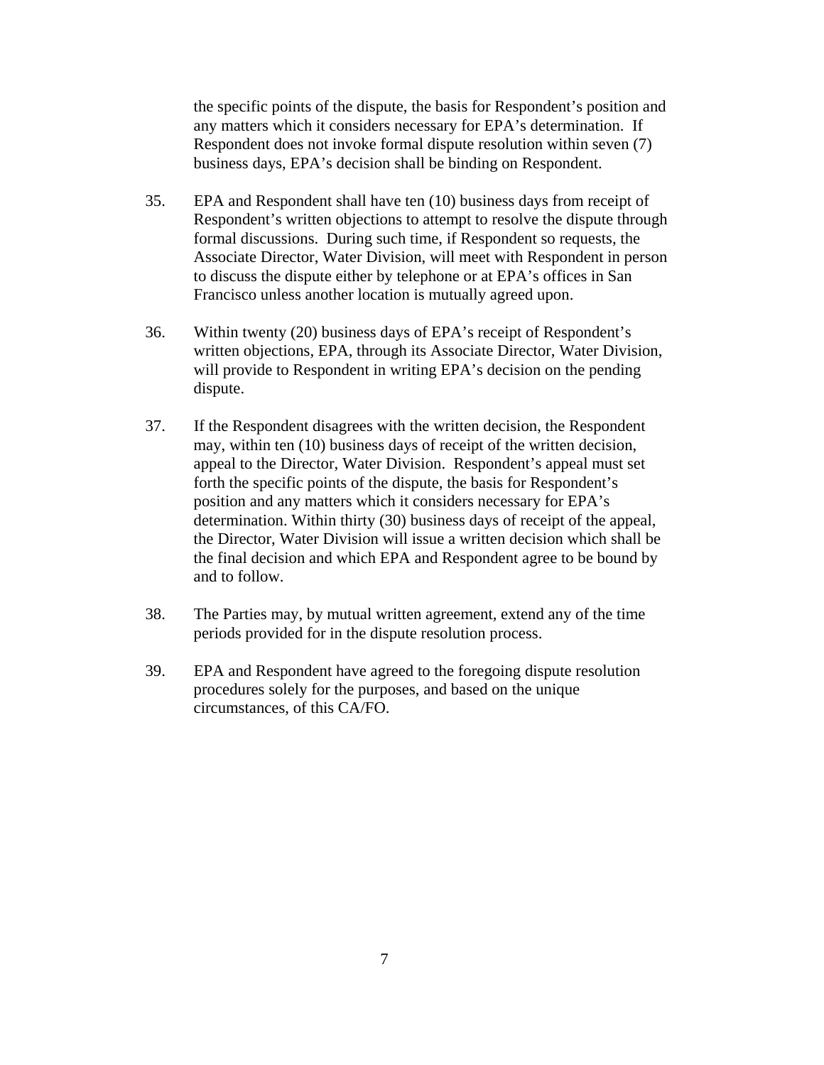the specific points of the dispute, the basis for Respondent's position and any matters which it considers necessary for EPA's determination. If Respondent does not invoke formal dispute resolution within seven (7) business days, EPA's decision shall be binding on Respondent.

35. EPA and Respondent shall have ten (10) business days from receipt of Respondent's written objections to attempt to resolve the dispute through formal discussions. During such time, if Respondent so requests, the Associate Director, Water Division, will meet with Respondent in person to discuss the dispute either by telephone or at EPA's offices in San Francisco unless another location is mutually agreed upon.

36. Within twenty (20) business days of EPA's receipt of Respondent's written objections, EPA, through its Associate Director, Water Division, will provide to Respondent in writing EPA's decision on the pending dispute.

37. If the Respondent disagrees with the written decision, the Respondent may, within ten (10) business days of receipt of the written decision, appeal to the Director, Water Division. Respondent's appeal must set forth the specific points of the dispute, the basis for Respondent's position and any matters which it considers necessary for EPA's determination. Within thirty (30) business days of receipt of the appeal, the Director, Water Division will issue a written decision which shall be the final decision and which EPA and Respondent agree to be bound by and to follow.

38. The Parties may, by mutual written agreement, extend any of the time periods provided for in the dispute resolution process.

39. EPA and Respondent have agreed to the foregoing dispute resolution procedures solely for the purposes, and based on the unique circumstances, of this CA/FO.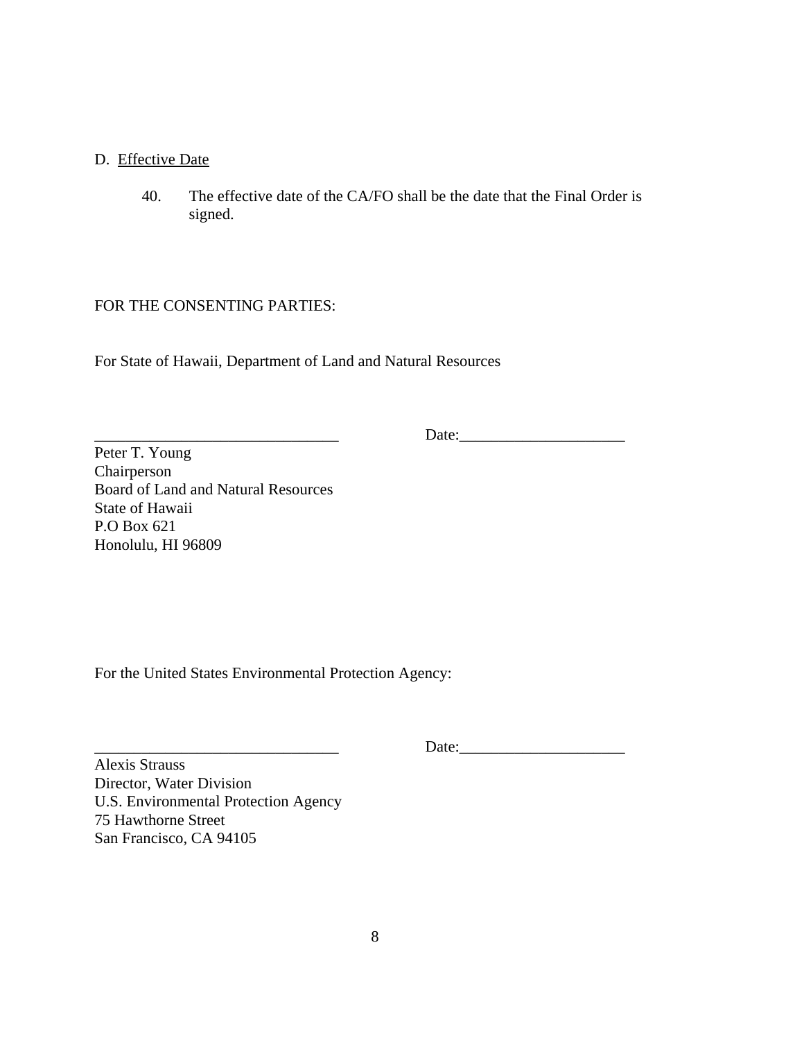D. Effective Date

40. The effective date of the CA/FO shall be the date that the Final Order is signed.

FOR THE CONSENTING PARTIES:

For State of Hawaii, Department of Land and Natural Resources

_______________________________ Date:_____________________

Peter T. Young
Chairperson
Board of Land and Natural Resources
State of Hawaii
P.O Box 621
Honolulu, HI 96809

For the United States Environmental Protection Agency:

_______________________________ Date:_____________________

Alexis Strauss
Director, Water Division
U.S. Environmental Protection Agency
75 Hawthorne Street
San Francisco, CA 94105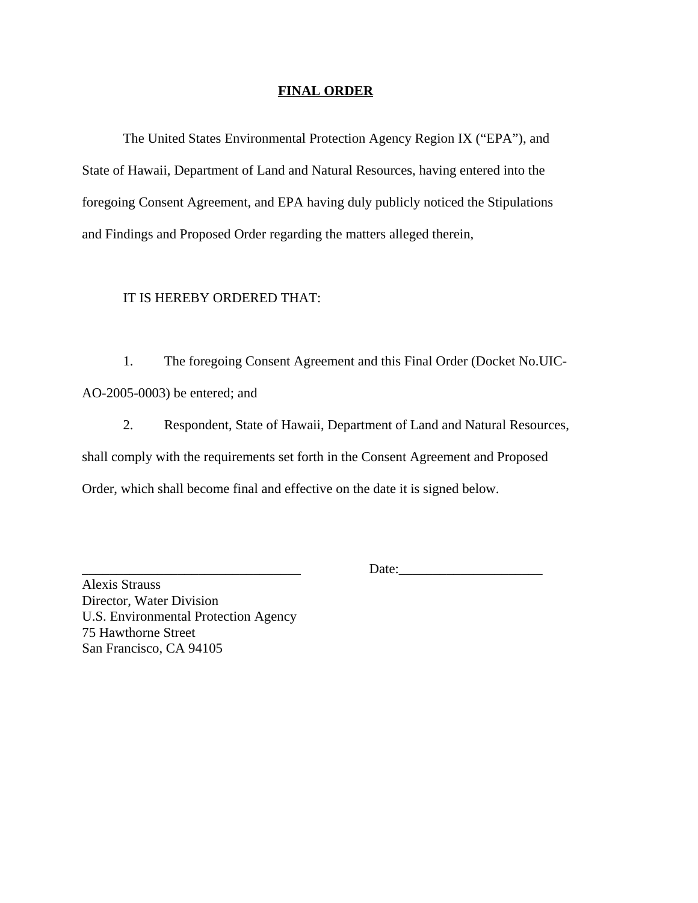# FINAL ORDER

The United States Environmental Protection Agency Region IX ("EPA"), and State of Hawaii, Department of Land and Natural Resources, having entered into the foregoing Consent Agreement, and EPA having duly publicly noticed the Stipulations and Findings and Proposed Order regarding the matters alleged therein,

IT IS HEREBY ORDERED THAT:

1. The foregoing Consent Agreement and this Final Order (Docket No.UIC-AO-2005-0003) be entered; and

2. Respondent, State of Hawaii, Department of Land and Natural Resources, shall comply with the requirements set forth in the Consent Agreement and Proposed Order, which shall become final and effective on the date it is signed below.

________________________________ Date:_____________________

Alexis Strauss
Director, Water Division
U.S. Environmental Protection Agency
75 Hawthorne Street
San Francisco, CA 94105